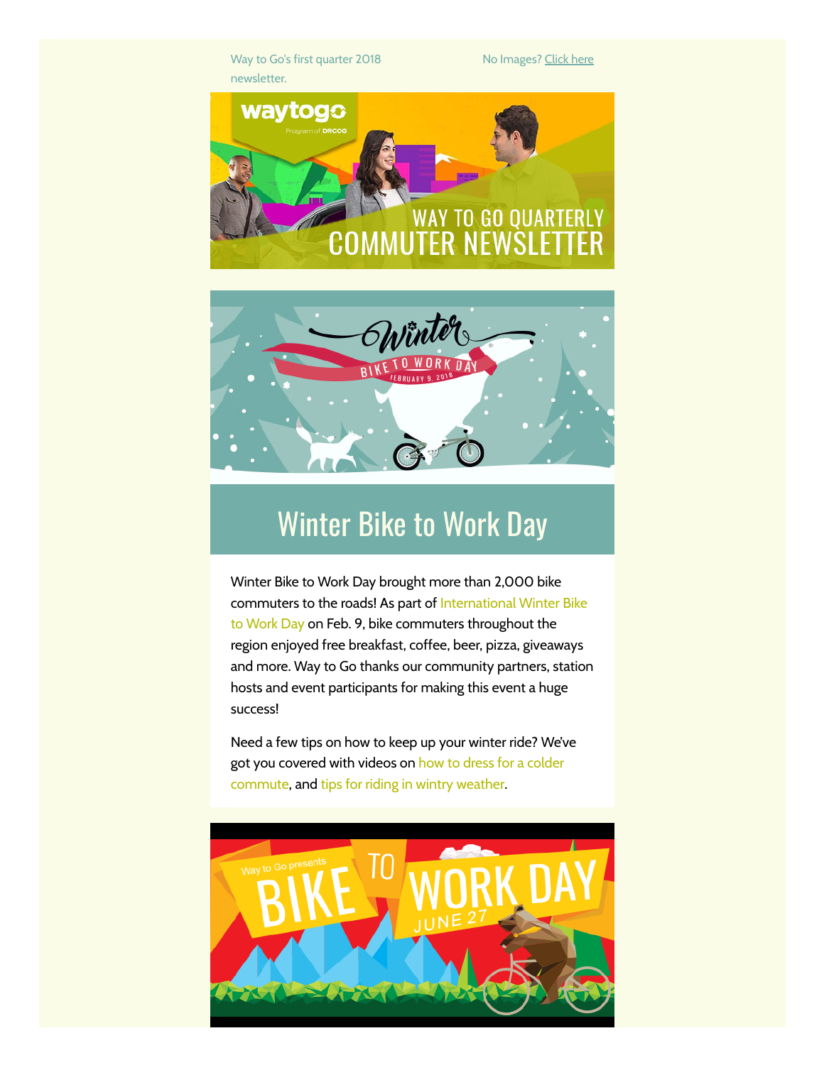Way to Go's first quarter 2018 newsletter.

No Images? Click here

## Winter Bike to Work Day

Winter Bike to Work Day brought more than 2,000 bike commuters to the roads! As part of International Winter Bike to Work Day on Feb. 9, bike commuters throughout the region enjoyed free breakfast, coffee, beer, pizza, giveaways and more. Way to Go thanks our community partners, station hosts and event participants for making this event a huge success!

Need a few tips on how to keep up your winter ride? We've got you covered with videos on how to dress for a colder commute, and tips for riding in wintry weather.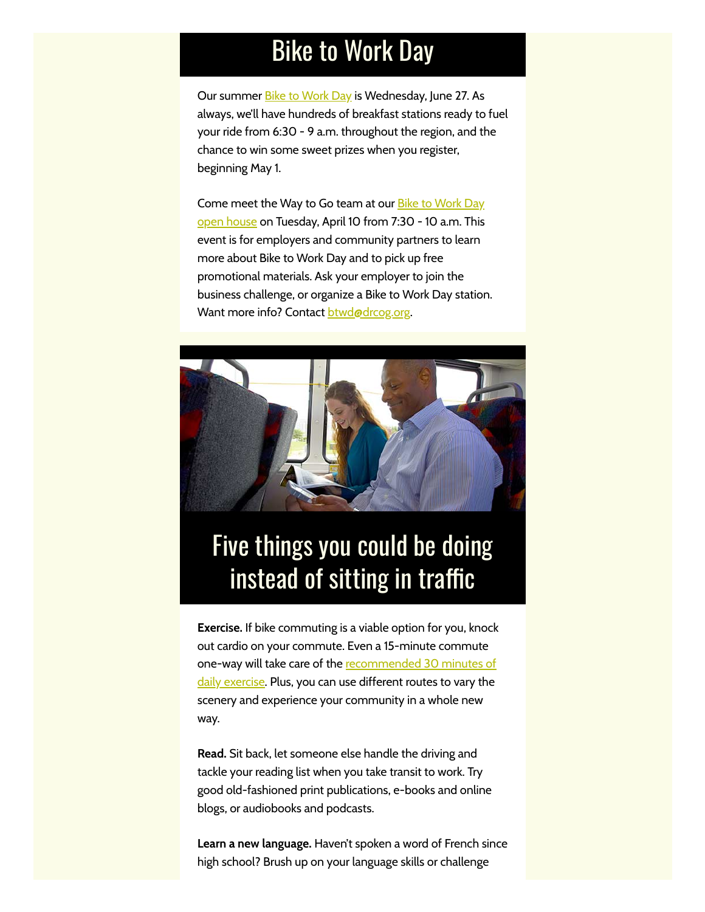# Bike to Work Day

Our summer Bike to Work Day is Wednesday, June 27. As always, we'll have hundreds of breakfast stations ready to fuel your ride from 6:30 - 9 a.m. throughout the region, and the chance to win some sweet prizes when you register, beginning May 1.

Come meet the Way to Go team at our Bike to Work Day open house on Tuesday, April 10 from 7:30 - 10 a.m. This event is for employers and community partners to learn more about Bike to Work Day and to pick up free promotional materials. Ask your employer to join the business challenge, or organize a Bike to Work Day station. Want more info? Contact btwd@drcog.org.

# Five things you could be doing instead of sitting in traffic

**Exercise.** If bike commuting is a viable option for you, knock out cardio on your commute. Even a 15-minute commute one-way will take care of the recommended 30 minutes of daily exercise. Plus, you can use different routes to vary the scenery and experience your community in a whole new way.

**Read.** Sit back, let someone else handle the driving and tackle your reading list when you take transit to work. Try good old-fashioned print publications, e-books and online blogs, or audiobooks and podcasts.

**Learn a new language.** Haven't spoken a word of French since high school? Brush up on your language skills or challenge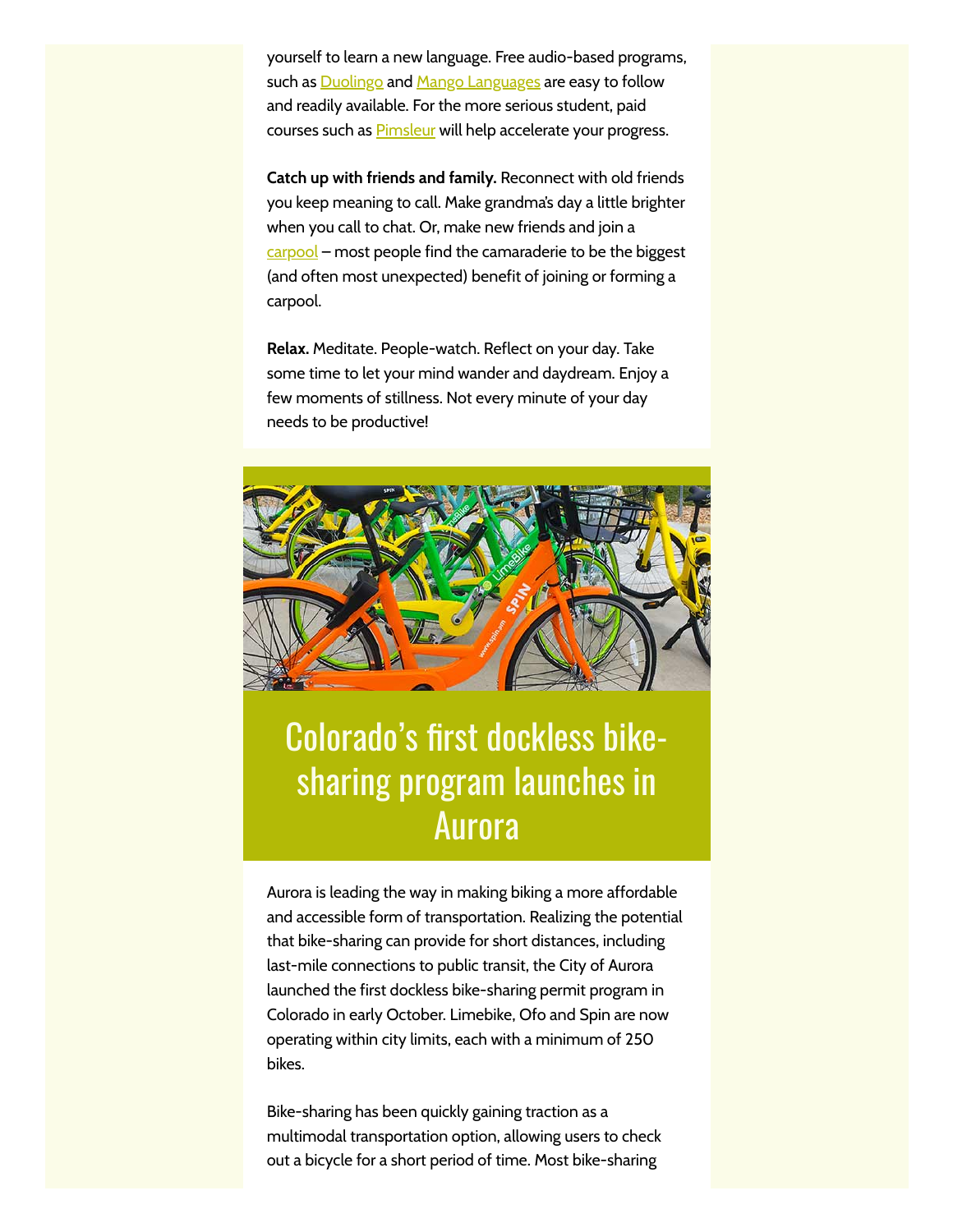yourself to learn a new language. Free audio-based programs, such as Duolingo and Mango Languages are easy to follow and readily available. For the more serious student, paid courses such as Pimsleur will help accelerate your progress.

**Catch up with friends and family.** Reconnect with old friends you keep meaning to call. Make grandma's day a little brighter when you call to chat. Or, make new friends and join a carpool – most people find the camaraderie to be the biggest (and often most unexpected) benefit of joining or forming a carpool.

**Relax.** Meditate. People-watch. Reflect on your day. Take some time to let your mind wander and daydream. Enjoy a few moments of stillness. Not every minute of your day needs to be productive!

# Colorado's first dockless bike-sharing program launches in Aurora

Aurora is leading the way in making biking a more affordable and accessible form of transportation. Realizing the potential that bike-sharing can provide for short distances, including last-mile connections to public transit, the City of Aurora launched the first dockless bike-sharing permit program in Colorado in early October. Limebike, Ofo and Spin are now operating within city limits, each with a minimum of 250 bikes.

Bike-sharing has been quickly gaining traction as a multimodal transportation option, allowing users to check out a bicycle for a short period of time. Most bike-sharing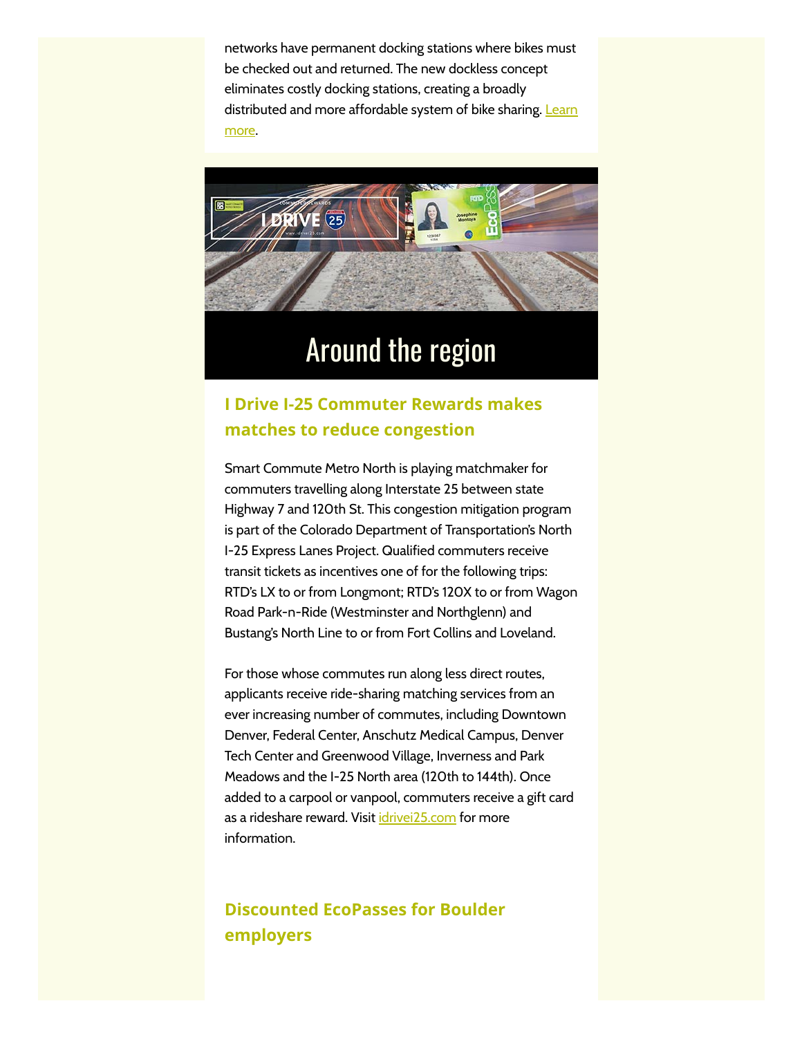networks have permanent docking stations where bikes must be checked out and returned. The new dockless concept eliminates costly docking stations, creating a broadly distributed and more affordable system of bike sharing. Learn more.

# Around the region

## I Drive I-25 Commuter Rewards makes matches to reduce congestion

Smart Commute Metro North is playing matchmaker for commuters travelling along Interstate 25 between state Highway 7 and 120th St. This congestion mitigation program is part of the Colorado Department of Transportation's North I-25 Express Lanes Project. Qualified commuters receive transit tickets as incentives one of for the following trips: RTD's LX to or from Longmont; RTD's 120X to or from Wagon Road Park-n-Ride (Westminster and Northglenn) and Bustang's North Line to or from Fort Collins and Loveland.

For those whose commutes run along less direct routes, applicants receive ride-sharing matching services from an ever increasing number of commutes, including Downtown Denver, Federal Center, Anschutz Medical Campus, Denver Tech Center and Greenwood Village, Inverness and Park Meadows and the I-25 North area (120th to 144th). Once added to a carpool or vanpool, commuters receive a gift card as a rideshare reward. Visit idrivei25.com for more information.

## Discounted EcoPasses for Boulder employers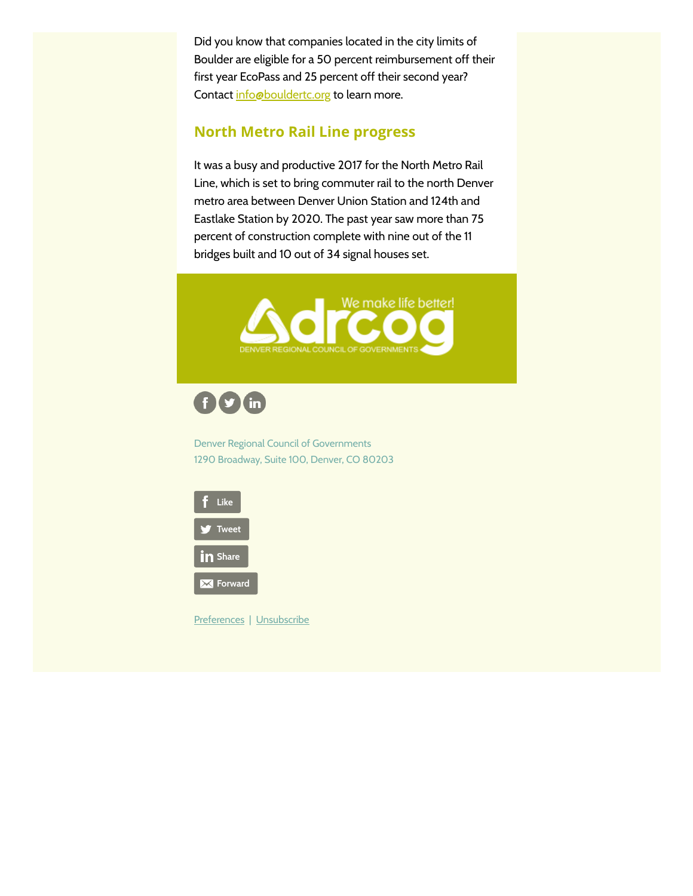Did you know that companies located in the city limits of Boulder are eligible for a 50 percent reimbursement off their first year EcoPass and 25 percent off their second year? Contact info@bouldertc.org to learn more.

## North Metro Rail Line progress

It was a busy and productive 2017 for the North Metro Rail Line, which is set to bring commuter rail to the north Denver metro area between Denver Union Station and 124th and Eastlake Station by 2020. The past year saw more than 75 percent of construction complete with nine out of the 11 bridges built and 10 out of 34 signal houses set.

We make life better!
drcog
DENVER REGIONAL COUNCIL OF GOVERNMENTS

Denver Regional Council of Governments
1290 Broadway, Suite 100, Denver, CO 80203

Like

Tweet

Share

Forward

Preferences | Unsubscribe